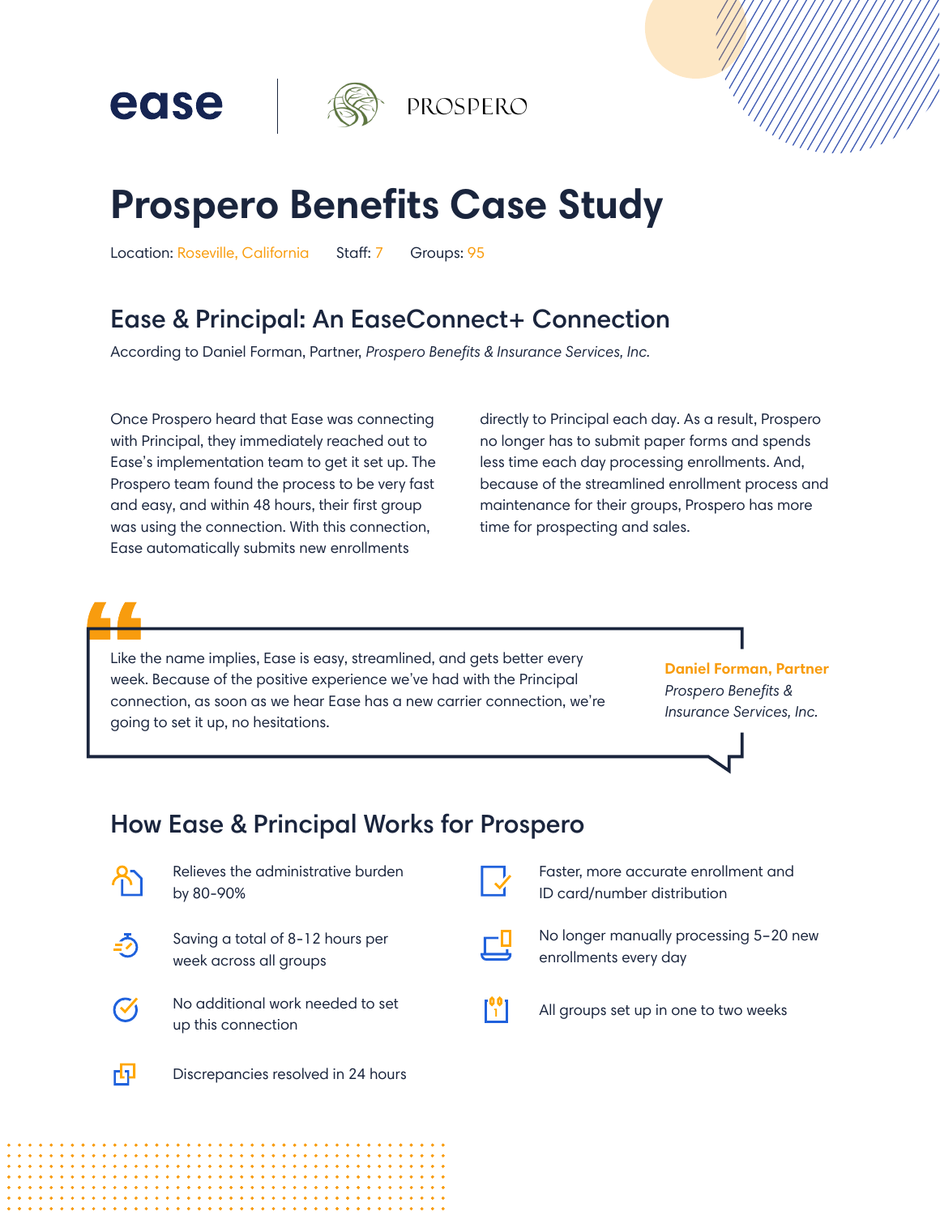ease | PROSPERO

# Prospero Benefits Case Study

Location: Roseville, California Staff: 7 Groups: 95

## Ease & Principal: An EaseConnect+ Connection

According to Daniel Forman, Partner, *Prospero Benefits & Insurance Services, Inc.*

Once Prospero heard that Ease was connecting with Principal, they immediately reached out to Ease's implementation team to get it set up. The Prospero team found the process to be very fast and easy, and within 48 hours, their first group was using the connection. With this connection, Ease automatically submits new enrollments directly to Principal each day. As a result, Prospero no longer has to submit paper forms and spends less time each day processing enrollments. And, because of the streamlined enrollment process and maintenance for their groups, Prospero has more time for prospecting and sales.

> Like the name implies, Ease is easy, streamlined, and gets better every week. Because of the positive experience we've had with the Principal connection, as soon as we hear Ease has a new carrier connection, we're going to set it up, no hesitations.
>
> **Daniel Forman, Partner**
> *Prospero Benefits & Insurance Services, Inc.*

## How Ease & Principal Works for Prospero

- Relieves the administrative burden by 80-90%
- Saving a total of 8-12 hours per week across all groups
- No additional work needed to set up this connection
- Discrepancies resolved in 24 hours
- Faster, more accurate enrollment and ID card/number distribution
- No longer manually processing 5–20 new enrollments every day
- All groups set up in one to two weeks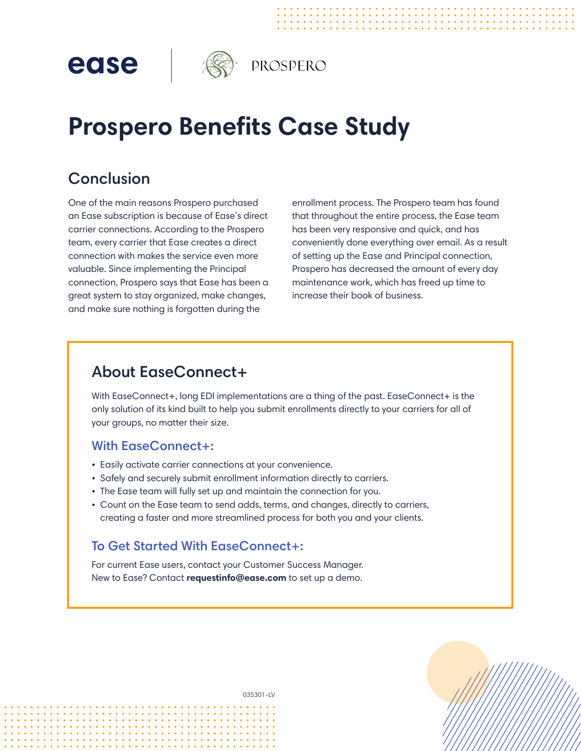ease | PROSPERO

# Prospero Benefits Case Study

## Conclusion

One of the main reasons Prospero purchased an Ease subscription is because of Ease's direct carrier connections. According to the Prospero team, every carrier that Ease creates a direct connection with makes the service even more valuable. Since implementing the Principal connection, Prospero says that Ease has been a great system to stay organized, make changes, and make sure nothing is forgotten during the enrollment process. The Prospero team has found that throughout the entire process, the Ease team has been very responsive and quick, and has conveniently done everything over email. As a result of setting up the Ease and Principal connection, Prospero has decreased the amount of every day maintenance work, which has freed up time to increase their book of business.

## About EaseConnect+

With EaseConnect+, long EDI implementations are a thing of the past. EaseConnect+ is the only solution of its kind built to help you submit enrollments directly to your carriers for all of your groups, no matter their size.

### With EaseConnect+:

- Easily activate carrier connections at your convenience.
- Safely and securely submit enrollment information directly to carriers.
- The Ease team will fully set up and maintain the connection for you.
- Count on the Ease team to send adds, terms, and changes, directly to carriers, creating a faster and more streamlined process for both you and your clients.

### To Get Started With EaseConnect+:

For current Ease users, contact your Customer Success Manager.
New to Ease? Contact **requestinfo@ease.com** to set up a demo.

035301-LV